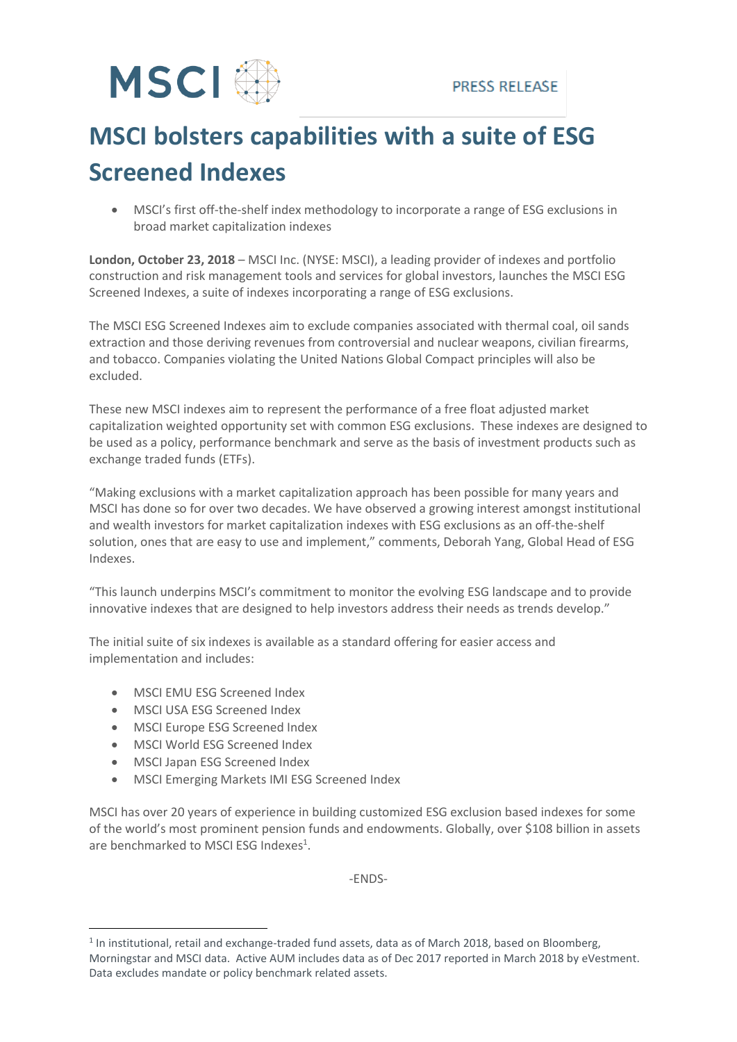MSCI

PRESS RELEASE

# MSCI bolsters capabilities with a suite of ESG Screened Indexes

- MSCI's first off-the-shelf index methodology to incorporate a range of ESG exclusions in broad market capitalization indexes

**London, October 23, 2018** – MSCI Inc. (NYSE: MSCI), a leading provider of indexes and portfolio construction and risk management tools and services for global investors, launches the MSCI ESG Screened Indexes, a suite of indexes incorporating a range of ESG exclusions.

The MSCI ESG Screened Indexes aim to exclude companies associated with thermal coal, oil sands extraction and those deriving revenues from controversial and nuclear weapons, civilian firearms, and tobacco. Companies violating the United Nations Global Compact principles will also be excluded.

These new MSCI indexes aim to represent the performance of a free float adjusted market capitalization weighted opportunity set with common ESG exclusions. These indexes are designed to be used as a policy, performance benchmark and serve as the basis of investment products such as exchange traded funds (ETFs).

"Making exclusions with a market capitalization approach has been possible for many years and MSCI has done so for over two decades. We have observed a growing interest amongst institutional and wealth investors for market capitalization indexes with ESG exclusions as an off-the-shelf solution, ones that are easy to use and implement," comments, Deborah Yang, Global Head of ESG Indexes.

"This launch underpins MSCI's commitment to monitor the evolving ESG landscape and to provide innovative indexes that are designed to help investors address their needs as trends develop."

The initial suite of six indexes is available as a standard offering for easier access and implementation and includes:

- MSCI EMU ESG Screened Index
- MSCI USA ESG Screened Index
- MSCI Europe ESG Screened Index
- MSCI World ESG Screened Index
- MSCI Japan ESG Screened Index
- MSCI Emerging Markets IMI ESG Screened Index

MSCI has over 20 years of experience in building customized ESG exclusion based indexes for some of the world's most prominent pension funds and endowments. Globally, over $108 billion in assets are benchmarked to MSCI ESG Indexes[1].

-ENDS-

[1] In institutional, retail and exchange-traded fund assets, data as of March 2018, based on Bloomberg, Morningstar and MSCI data. Active AUM includes data as of Dec 2017 reported in March 2018 by eVestment. Data excludes mandate or policy benchmark related assets.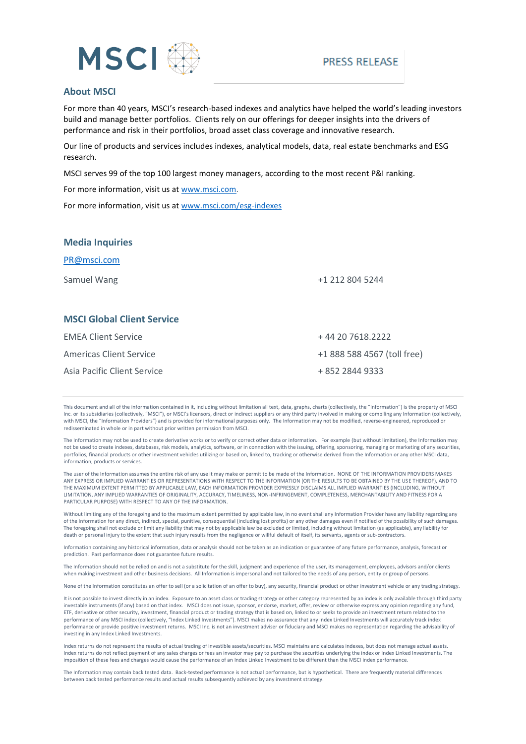## About MSCI

For more than 40 years, MSCI's research-based indexes and analytics have helped the world's leading investors build and manage better portfolios. Clients rely on our offerings for deeper insights into the drivers of performance and risk in their portfolios, broad asset class coverage and innovative research.

Our line of products and services includes indexes, analytical models, data, real estate benchmarks and ESG research.

MSCI serves 99 of the top 100 largest money managers, according to the most recent P&I ranking.

For more information, visit us at www.msci.com.

For more information, visit us at www.msci.com/esg-indexes

## Media Inquiries

PR@msci.com

| | |
|---|---|
| Samuel Wang | +1 212 804 5244 |

## MSCI Global Client Service

| | |
|---|---|
| EMEA Client Service | + 44 20 7618.2222 |
| Americas Client Service | +1 888 588 4567 (toll free) |
| Asia Pacific Client Service | + 852 2844 9333 |

---

This document and all of the information contained in it, including without limitation all text, data, graphs, charts (collectively, the "Information") is the property of MSCI Inc. or its subsidiaries (collectively, "MSCI"), or MSCI's licensors, direct or indirect suppliers or any third party involved in making or compiling any Information (collectively, with MSCI, the "Information Providers") and is provided for informational purposes only. The Information may not be modified, reverse-engineered, reproduced or redisseminated in whole or in part without prior written permission from MSCI.

The Information may not be used to create derivative works or to verify or correct other data or information. For example (but without limitation), the Information may not be used to create indexes, databases, risk models, analytics, software, or in connection with the issuing, offering, sponsoring, managing or marketing of any securities, portfolios, financial products or other investment vehicles utilizing or based on, linked to, tracking or otherwise derived from the Information or any other MSCI data, information, products or services.

The user of the Information assumes the entire risk of any use it may make or permit to be made of the Information. NONE OF THE INFORMATION PROVIDERS MAKES ANY EXPRESS OR IMPLIED WARRANTIES OR REPRESENTATIONS WITH RESPECT TO THE INFORMATION (OR THE RESULTS TO BE OBTAINED BY THE USE THEREOF), AND TO THE MAXIMUM EXTENT PERMITTED BY APPLICABLE LAW, EACH INFORMATION PROVIDER EXPRESSLY DISCLAIMS ALL IMPLIED WARRANTIES (INCLUDING, WITHOUT LIMITATION, ANY IMPLIED WARRANTIES OF ORIGINALITY, ACCURACY, TIMELINESS, NON-INFRINGEMENT, COMPLETENESS, MERCHANTABILITY AND FITNESS FOR A PARTICULAR PURPOSE) WITH RESPECT TO ANY OF THE INFORMATION.

Without limiting any of the foregoing and to the maximum extent permitted by applicable law, in no event shall any Information Provider have any liability regarding any of the Information for any direct, indirect, special, punitive, consequential (including lost profits) or any other damages even if notified of the possibility of such damages. The foregoing shall not exclude or limit any liability that may not by applicable law be excluded or limited, including without limitation (as applicable), any liability for death or personal injury to the extent that such injury results from the negligence or willful default of itself, its servants, agents or sub-contractors.

Information containing any historical information, data or analysis should not be taken as an indication or guarantee of any future performance, analysis, forecast or prediction. Past performance does not guarantee future results.

The Information should not be relied on and is not a substitute for the skill, judgment and experience of the user, its management, employees, advisors and/or clients when making investment and other business decisions. All Information is impersonal and not tailored to the needs of any person, entity or group of persons.

None of the Information constitutes an offer to sell (or a solicitation of an offer to buy), any security, financial product or other investment vehicle or any trading strategy.

It is not possible to invest directly in an index. Exposure to an asset class or trading strategy or other category represented by an index is only available through third party investable instruments (if any) based on that index. MSCI does not issue, sponsor, endorse, market, offer, review or otherwise express any opinion regarding any fund, ETF, derivative or other security, investment, financial product or trading strategy that is based on, linked to or seeks to provide an investment return related to the performance of any MSCI index (collectively, "Index Linked Investments"). MSCI makes no assurance that any Index Linked Investments will accurately track index performance or provide positive investment returns. MSCI Inc. is not an investment adviser or fiduciary and MSCI makes no representation regarding the advisability of investing in any Index Linked Investments.

Index returns do not represent the results of actual trading of investible assets/securities. MSCI maintains and calculates indexes, but does not manage actual assets. Index returns do not reflect payment of any sales charges or fees an investor may pay to purchase the securities underlying the index or Index Linked Investments. The imposition of these fees and charges would cause the performance of an Index Linked Investment to be different than the MSCI index performance.

The Information may contain back tested data. Back-tested performance is not actual performance, but is hypothetical. There are frequently material differences between back tested performance results and actual results subsequently achieved by any investment strategy.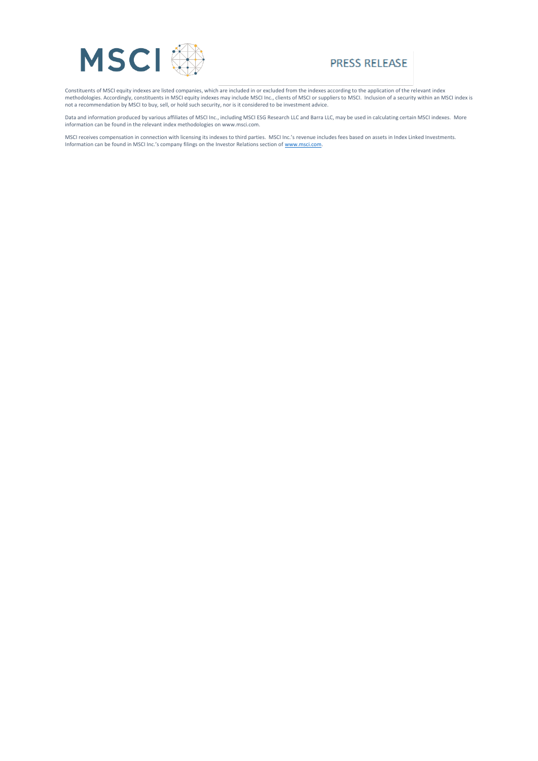Constituents of MSCI equity indexes are listed companies, which are included in or excluded from the indexes according to the application of the relevant index methodologies. Accordingly, constituents in MSCI equity indexes may include MSCI Inc., clients of MSCI or suppliers to MSCI. Inclusion of a security within an MSCI index is not a recommendation by MSCI to buy, sell, or hold such security, nor is it considered to be investment advice.

Data and information produced by various affiliates of MSCI Inc., including MSCI ESG Research LLC and Barra LLC, may be used in calculating certain MSCI indexes. More information can be found in the relevant index methodologies on www.msci.com.

MSCI receives compensation in connection with licensing its indexes to third parties. MSCI Inc.'s revenue includes fees based on assets in Index Linked Investments. Information can be found in MSCI Inc.'s company filings on the Investor Relations section of www.msci.com.